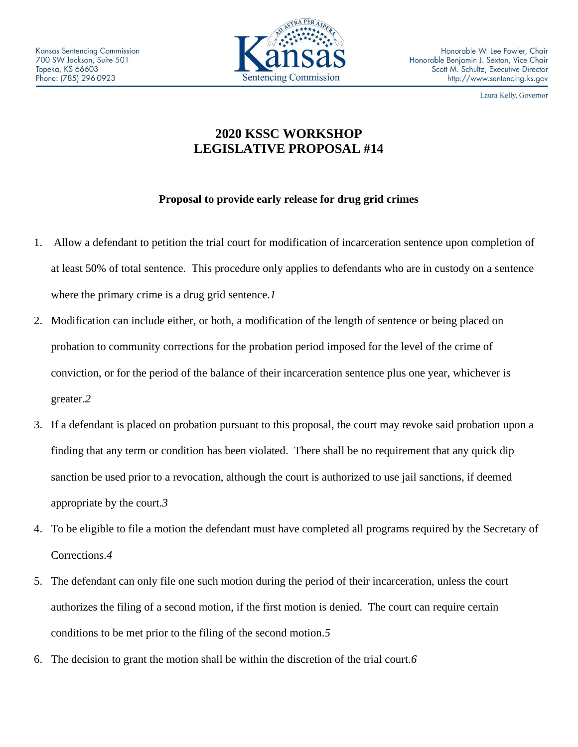Kansas Sentencing Commission
700 SW Jackson, Suite 501
Topeka, KS 66603
Phone: (785) 296-0923

Honorable W. Lee Fowler, Chair
Honorable Benjamin J. Sexton, Vice Chair
Scott M. Schultz, Executive Director
http://www.sentencing.ks.gov

Laura Kelly, Governor

# 2020 KSSC WORKSHOP
# LEGISLATIVE PROPOSAL #14

**Proposal to provide early release for drug grid crimes**

1. Allow a defendant to petition the trial court for modification of incarceration sentence upon completion of at least 50% of total sentence. This procedure only applies to defendants who are in custody on a sentence where the primary crime is a drug grid sentence.*1*
2. Modification can include either, or both, a modification of the length of sentence or being placed on probation to community corrections for the probation period imposed for the level of the crime of conviction, or for the period of the balance of their incarceration sentence plus one year, whichever is greater.*2*
3. If a defendant is placed on probation pursuant to this proposal, the court may revoke said probation upon a finding that any term or condition has been violated. There shall be no requirement that any quick dip sanction be used prior to a revocation, although the court is authorized to use jail sanctions, if deemed appropriate by the court.*3*
4. To be eligible to file a motion the defendant must have completed all programs required by the Secretary of Corrections.*4*
5. The defendant can only file one such motion during the period of their incarceration, unless the court authorizes the filing of a second motion, if the first motion is denied. The court can require certain conditions to be met prior to the filing of the second motion.*5*
6. The decision to grant the motion shall be within the discretion of the trial court.*6*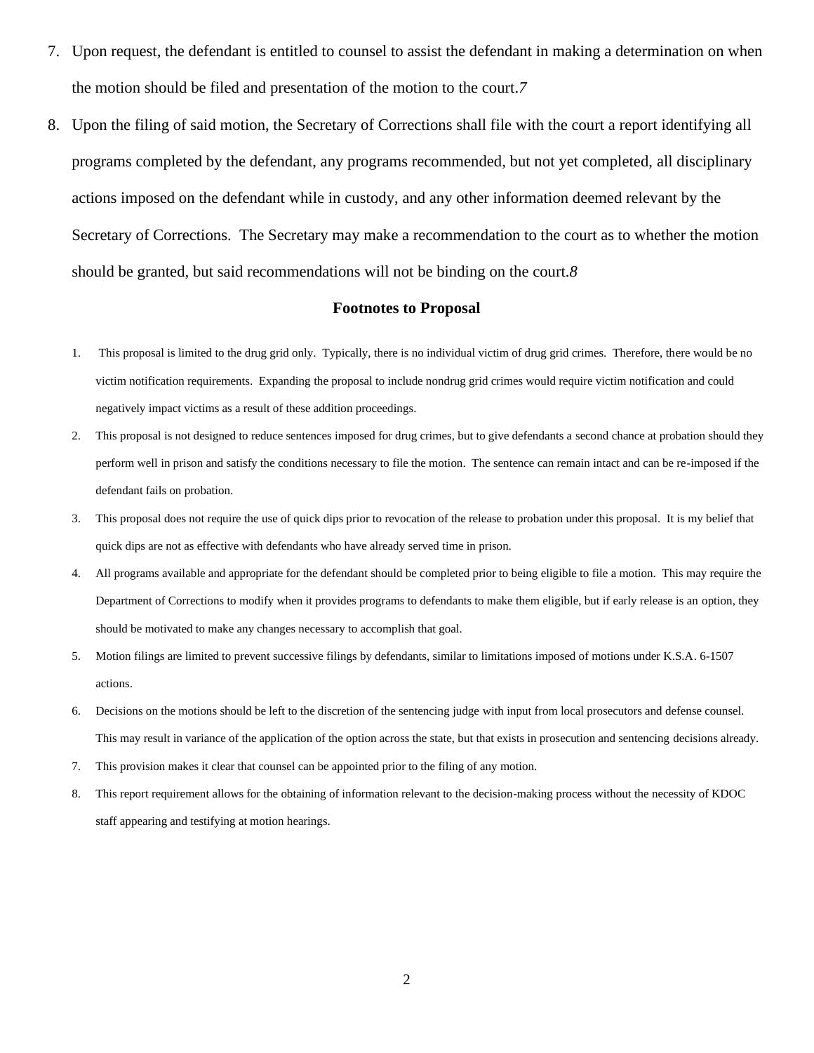7. Upon request, the defendant is entitled to counsel to assist the defendant in making a determination on when the motion should be filed and presentation of the motion to the court.*7*

8. Upon the filing of said motion, the Secretary of Corrections shall file with the court a report identifying all programs completed by the defendant, any programs recommended, but not yet completed, all disciplinary actions imposed on the defendant while in custody, and any other information deemed relevant by the Secretary of Corrections. The Secretary may make a recommendation to the court as to whether the motion should be granted, but said recommendations will not be binding on the court.*8*

**Footnotes to Proposal**

1. This proposal is limited to the drug grid only. Typically, there is no individual victim of drug grid crimes. Therefore, there would be no victim notification requirements. Expanding the proposal to include nondrug grid crimes would require victim notification and could negatively impact victims as a result of these addition proceedings.

2. This proposal is not designed to reduce sentences imposed for drug crimes, but to give defendants a second chance at probation should they perform well in prison and satisfy the conditions necessary to file the motion. The sentence can remain intact and can be re-imposed if the defendant fails on probation.

3. This proposal does not require the use of quick dips prior to revocation of the release to probation under this proposal. It is my belief that quick dips are not as effective with defendants who have already served time in prison.

4. All programs available and appropriate for the defendant should be completed prior to being eligible to file a motion. This may require the Department of Corrections to modify when it provides programs to defendants to make them eligible, but if early release is an option, they should be motivated to make any changes necessary to accomplish that goal.

5. Motion filings are limited to prevent successive filings by defendants, similar to limitations imposed of motions under K.S.A. 6-1507 actions.

6. Decisions on the motions should be left to the discretion of the sentencing judge with input from local prosecutors and defense counsel. This may result in variance of the application of the option across the state, but that exists in prosecution and sentencing decisions already.

7. This provision makes it clear that counsel can be appointed prior to the filing of any motion.

8. This report requirement allows for the obtaining of information relevant to the decision-making process without the necessity of KDOC staff appearing and testifying at motion hearings.